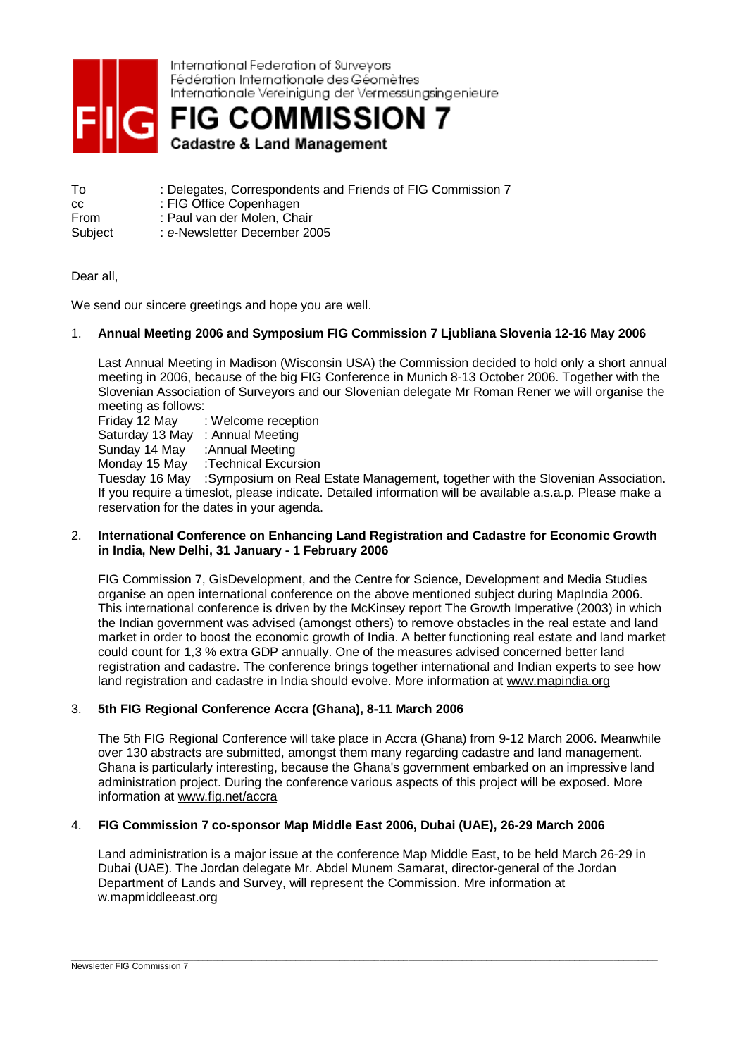International Federation of Surveyors
Fédération Internationale des Géomètres
Internationale Vereinigung der Vermessungsingenieure

# FIG COMMISSION 7

**Cadastre & Land Management**

| | |
|---|---|
| To | : Delegates, Correspondents and Friends of FIG Commission 7 |
| cc | : FIG Office Copenhagen |
| From | : Paul van der Molen, Chair |
| Subject | : *e*-Newsletter December 2005 |

Dear all,

We send our sincere greetings and hope you are well.

1. **Annual Meeting 2006 and Symposium FIG Commission 7 Ljubliana Slovenia 12-16 May 2006**

   Last Annual Meeting in Madison (Wisconsin USA) the Commission decided to hold only a short annual meeting in 2006, because of the big FIG Conference in Munich 8-13 October 2006. Together with the Slovenian Association of Surveyors and our Slovenian delegate Mr Roman Rener we will organise the meeting as follows:
   Friday 12 May : Welcome reception
   Saturday 13 May : Annual Meeting
   Sunday 14 May :Annual Meeting
   Monday 15 May :Technical Excursion
   Tuesday 16 May :Symposium on Real Estate Management, together with the Slovenian Association.
   If you require a timeslot, please indicate. Detailed information will be available a.s.a.p. Please make a reservation for the dates in your agenda.

2. **International Conference on Enhancing Land Registration and Cadastre for Economic Growth in India, New Delhi, 31 January - 1 February 2006**

   FIG Commission 7, GisDevelopment, and the Centre for Science, Development and Media Studies organise an open international conference on the above mentioned subject during MapIndia 2006. This international conference is driven by the McKinsey report The Growth Imperative (2003) in which the Indian government was advised (amongst others) to remove obstacles in the real estate and land market in order to boost the economic growth of India. A better functioning real estate and land market could count for 1,3 % extra GDP annually. One of the measures advised concerned better land registration and cadastre. The conference brings together international and Indian experts to see how land registration and cadastre in India should evolve. More information at www.mapindia.org

3. **5th FIG Regional Conference Accra (Ghana), 8-11 March 2006**

   The 5th FIG Regional Conference will take place in Accra (Ghana) from 9-12 March 2006. Meanwhile over 130 abstracts are submitted, amongst them many regarding cadastre and land management. Ghana is particularly interesting, because the Ghana's government embarked on an impressive land administration project. During the conference various aspects of this project will be exposed. More information at www.fig.net/accra

4. **FIG Commission 7 co-sponsor Map Middle East 2006, Dubai (UAE), 26-29 March 2006**

   Land administration is a major issue at the conference Map Middle East, to be held March 26-29 in Dubai (UAE). The Jordan delegate Mr. Abdel Munem Samarat, director-general of the Jordan Department of Lands and Survey, will represent the Commission. Mre information at w.mapmiddleeast.org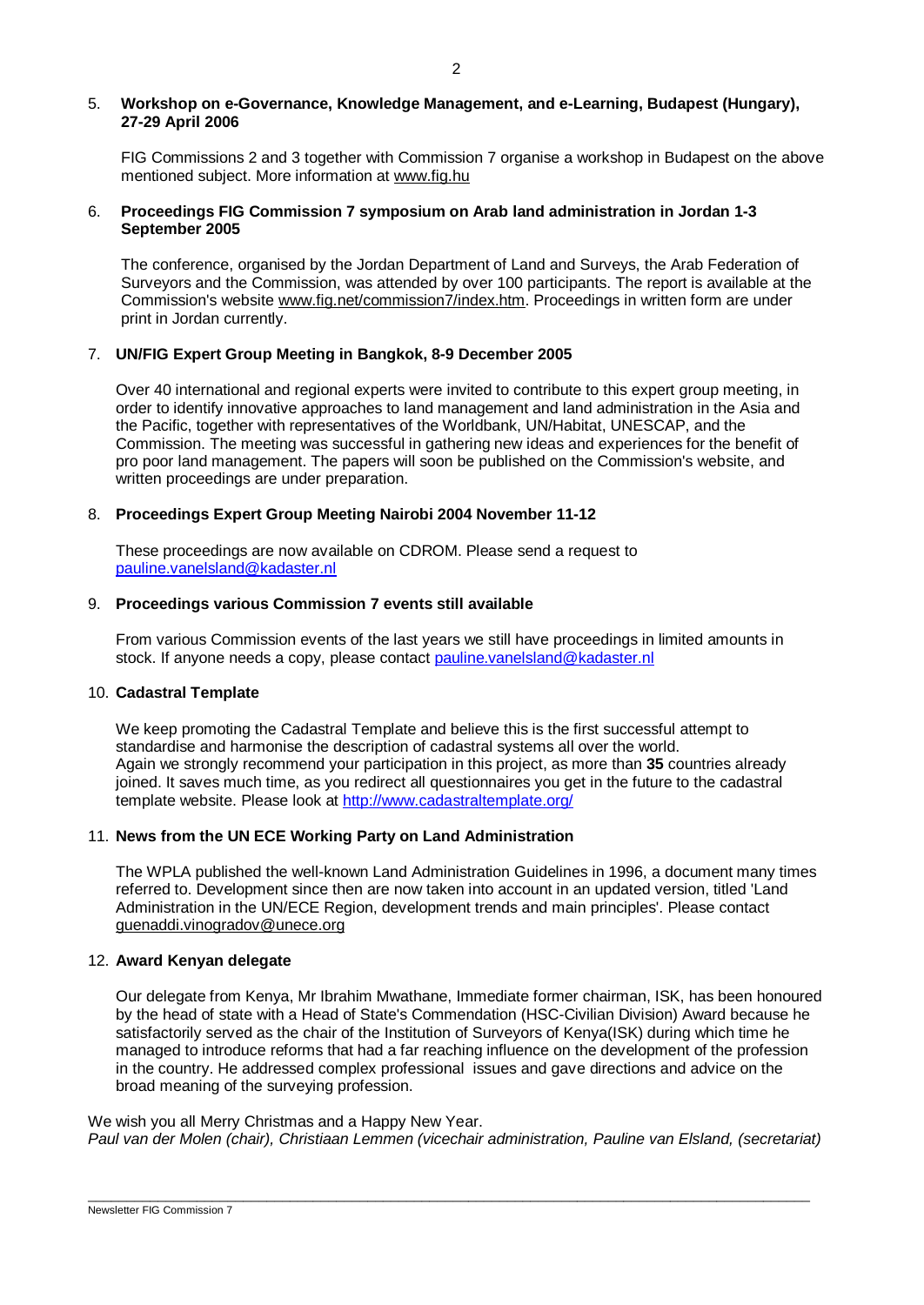5. **Workshop on e-Governance, Knowledge Management, and e-Learning, Budapest (Hungary), 27-29 April 2006**

   FIG Commissions 2 and 3 together with Commission 7 organise a workshop in Budapest on the above mentioned subject. More information at www.fig.hu

6. **Proceedings FIG Commission 7 symposium on Arab land administration in Jordan 1-3 September 2005**

   The conference, organised by the Jordan Department of Land and Surveys, the Arab Federation of Surveyors and the Commission, was attended by over 100 participants. The report is available at the Commission's website www.fig.net/commission7/index.htm. Proceedings in written form are under print in Jordan currently.

7. **UN/FIG Expert Group Meeting in Bangkok, 8-9 December 2005**

   Over 40 international and regional experts were invited to contribute to this expert group meeting, in order to identify innovative approaches to land management and land administration in the Asia and the Pacific, together with representatives of the Worldbank, UN/Habitat, UNESCAP, and the Commission. The meeting was successful in gathering new ideas and experiences for the benefit of pro poor land management. The papers will soon be published on the Commission's website, and written proceedings are under preparation.

8. **Proceedings Expert Group Meeting Nairobi 2004 November 11-12**

   These proceedings are now available on CDROM. Please send a request to pauline.vanelsland@kadaster.nl

9. **Proceedings various Commission 7 events still available**

   From various Commission events of the last years we still have proceedings in limited amounts in stock. If anyone needs a copy, please contact pauline.vanelsland@kadaster.nl

10. **Cadastral Template**

    We keep promoting the Cadastral Template and believe this is the first successful attempt to standardise and harmonise the description of cadastral systems all over the world.
    Again we strongly recommend your participation in this project, as more than **35** countries already joined. It saves much time, as you redirect all questionnaires you get in the future to the cadastral template website. Please look at http://www.cadastraltemplate.org/

11. **News from the UN ECE Working Party on Land Administration**

    The WPLA published the well-known Land Administration Guidelines in 1996, a document many times referred to. Development since then are now taken into account in an updated version, titled 'Land Administration in the UN/ECE Region, development trends and main principles'. Please contact guenaddi.vinogradov@unece.org

12. **Award Kenyan delegate**

    Our delegate from Kenya, Mr Ibrahim Mwathane, Immediate former chairman, ISK, has been honoured by the head of state with a Head of State's Commendation (HSC-Civilian Division) Award because he satisfactorily served as the chair of the Institution of Surveyors of Kenya(ISK) during which time he managed to introduce reforms that had a far reaching influence on the development of the profession in the country. He addressed complex professional issues and gave directions and advice on the broad meaning of the surveying profession.

We wish you all Merry Christmas and a Happy New Year.
*Paul van der Molen (chair), Christiaan Lemmen (vicechair administration, Pauline van Elsland, (secretariat)*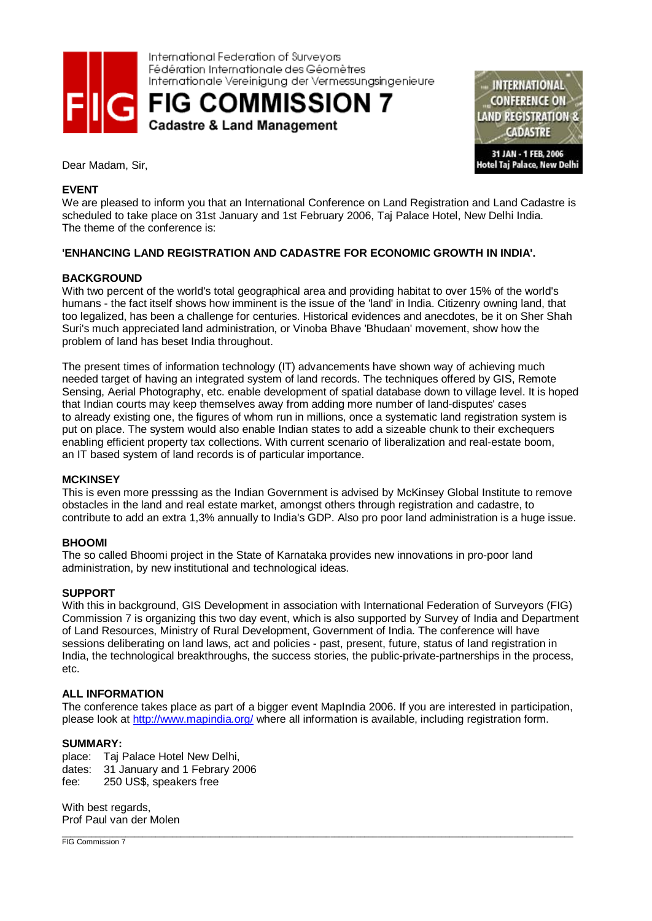International Federation of Surveyors
Fédération Internationale des Géomètres
Internationale Vereinigung der Vermessungsingenieure

# FIG COMMISSION 7

**Cadastre & Land Management**

INTERNATIONAL CONFERENCE ON LAND REGISTRATION & CADASTRE
31 JAN - 1 FEB, 2006
Hotel Taj Palace, New Delhi

Dear Madam, Sir,

**EVENT**

We are pleased to inform you that an International Conference on Land Registration and Land Cadastre is scheduled to take place on 31st January and 1st February 2006, Taj Palace Hotel, New Delhi India.
The theme of the conference is:

**'ENHANCING LAND REGISTRATION AND CADASTRE FOR ECONOMIC GROWTH IN INDIA'.**

**BACKGROUND**

With two percent of the world's total geographical area and providing habitat to over 15% of the world's humans - the fact itself shows how imminent is the issue of the 'land' in India. Citizenry owning land, that too legalized, has been a challenge for centuries. Historical evidences and anecdotes, be it on Sher Shah Suri's much appreciated land administration, or Vinoba Bhave 'Bhudaan' movement, show how the problem of land has beset India throughout.

The present times of information technology (IT) advancements have shown way of achieving much needed target of having an integrated system of land records. The techniques offered by GIS, Remote Sensing, Aerial Photography, etc. enable development of spatial database down to village level. It is hoped that Indian courts may keep themselves away from adding more number of land-disputes' cases to already existing one, the figures of whom run in millions, once a systematic land registration system is put on place. The system would also enable Indian states to add a sizeable chunk to their exchequers enabling efficient property tax collections. With current scenario of liberalization and real-estate boom, an IT based system of land records is of particular importance.

**MCKINSEY**

This is even more presssing as the Indian Government is advised by McKinsey Global Institute to remove obstacles in the land and real estate market, amongst others through registration and cadastre, to contribute to add an extra 1,3% annually to India's GDP. Also pro poor land administration is a huge issue.

**BHOOMI**

The so called Bhoomi project in the State of Karnataka provides new innovations in pro-poor land administration, by new institutional and technological ideas.

**SUPPORT**

With this in background, GIS Development in association with International Federation of Surveyors (FIG) Commission 7 is organizing this two day event, which is also supported by Survey of India and Department of Land Resources, Ministry of Rural Development, Government of India. The conference will have sessions deliberating on land laws, act and policies - past, present, future, status of land registration in India, the technological breakthroughs, the success stories, the public-private-partnerships in the process, etc.

**ALL INFORMATION**

The conference takes place as part of a bigger event MapIndia 2006. If you are interested in participation, please look at http://www.mapindia.org/ where all information is available, including registration form.

**SUMMARY:**

place: Taj Palace Hotel New Delhi,
dates: 31 January and 1 Febrary 2006
fee: 250 US$, speakers free

With best regards,
Prof Paul van der Molen